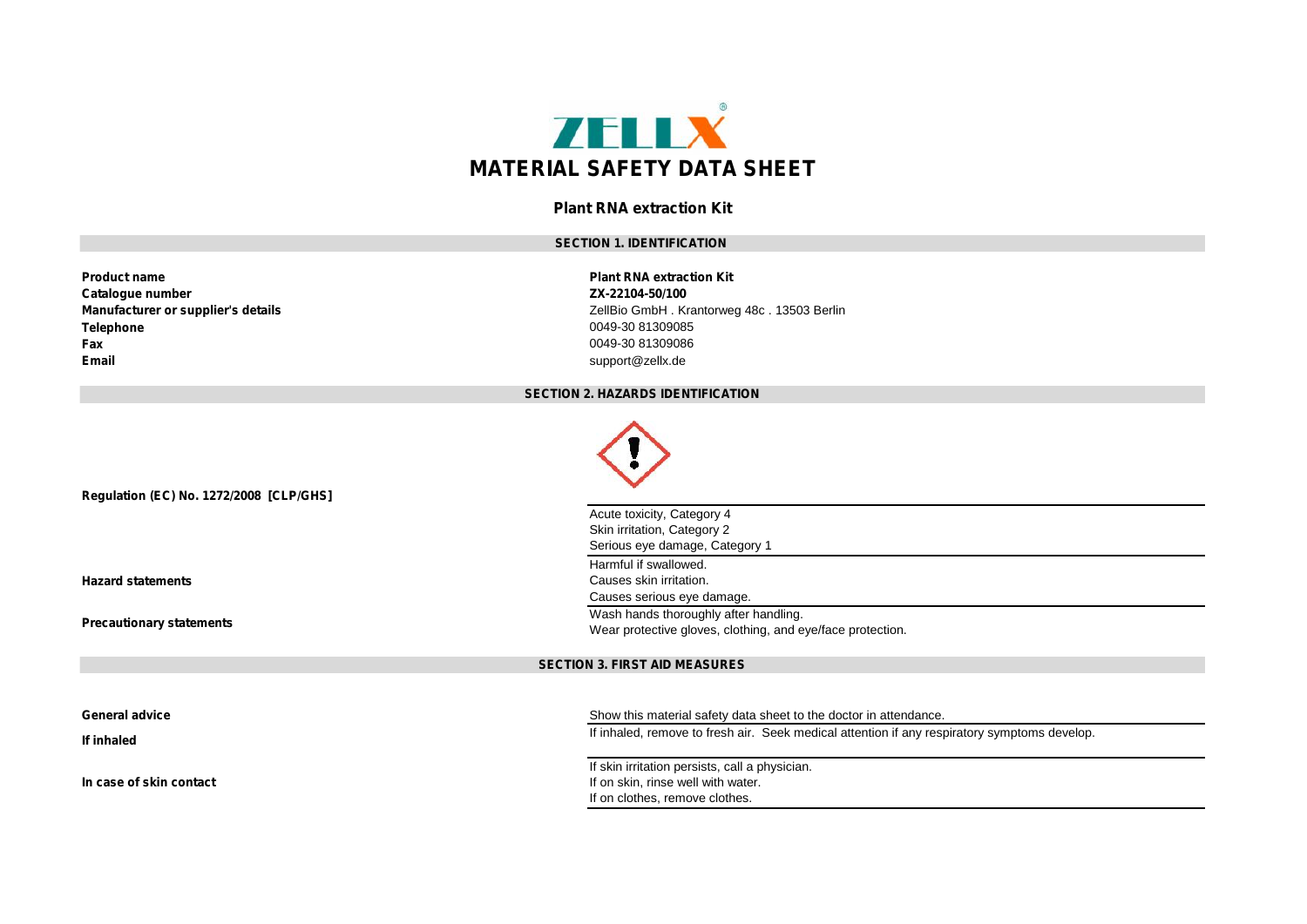# MATERIAL SAFETY DATA SHEET

## Plant RNA extraction Kit

### SECTION 1. IDENTIFICATION

| | |
|---|---|
| **Product name** | **Plant RNA extraction Kit** |
| **Catalogue number** | **ZX-22104-50/100** |
| **Manufacturer or supplier's details** | ZellBio GmbH . Krantorweg 48c . 13503 Berlin |
| **Telephone** | 0049-30 81309085 |
| **Fax** | 0049-30 81309086 |
| **Email** | support@zellx.de |

### SECTION 2. HAZARDS IDENTIFICATION

| | |
|---|---|
| **Regulation (EC) No. 1272/2008 [CLP/GHS]** | Acute toxicity, Category 4<br>Skin irritation, Category 2<br>Serious eye damage, Category 1 |
| **Hazard statements** | Harmful if swallowed.<br>Causes skin irritation.<br>Causes serious eye damage. |
| **Precautionary statements** | Wash hands thoroughly after handling.<br>Wear protective gloves, clothing, and eye/face protection. |

### SECTION 3. FIRST AID MEASURES

| | |
|---|---|
| **General advice** | Show this material safety data sheet to the doctor in attendance. |
| **If inhaled** | If inhaled, remove to fresh air. Seek medical attention if any respiratory symptoms develop. |
| **In case of skin contact** | If skin irritation persists, call a physician.<br>If on skin, rinse well with water.<br>If on clothes, remove clothes. |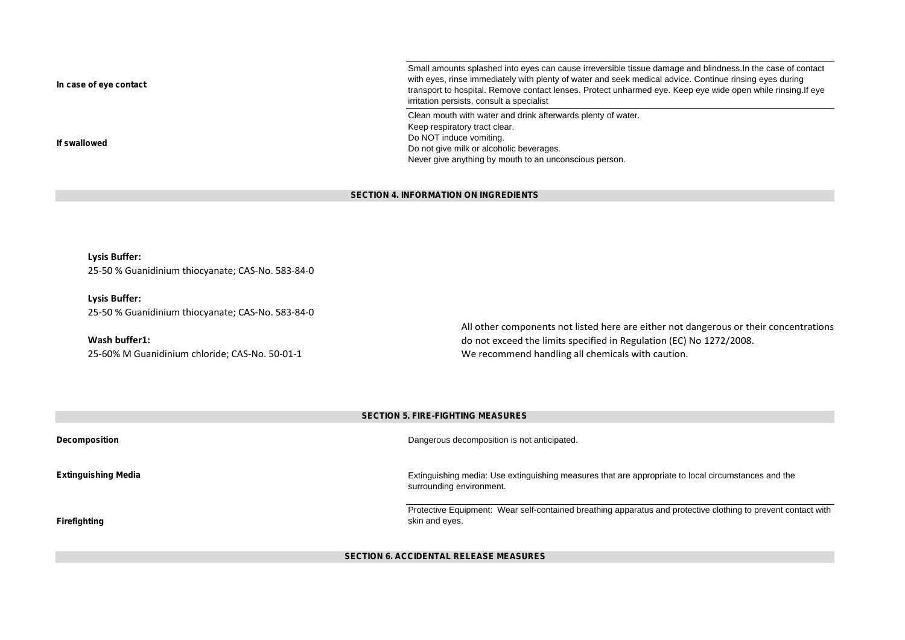| | |
|---|---|
| **In case of eye contact** | Small amounts splashed into eyes can cause irreversible tissue damage and blindness.In the case of contact with eyes, rinse immediately with plenty of water and seek medical advice. Continue rinsing eyes during transport to hospital. Remove contact lenses. Protect unharmed eye. Keep eye wide open while rinsing.If eye irritation persists, consult a specialist |
| **If swallowed** | Clean mouth with water and drink afterwards plenty of water.<br>Keep respiratory tract clear.<br>Do NOT induce vomiting.<br>Do not give milk or alcoholic beverages.<br>Never give anything by mouth to an unconscious person. |

## SECTION 4. INFORMATION ON INGREDIENTS

**Lysis Buffer:**
25-50 % Guanidinium thiocyanate; CAS-No. 583-84-0

**Lysis Buffer:**
25-50 % Guanidinium thiocyanate; CAS-No. 583-84-0

**Wash buffer1:**
25-60% M Guanidinium chloride; CAS-No. 50-01-1

All other components not listed here are either not dangerous or their concentrations do not exceed the limits specified in Regulation (EC) No 1272/2008.
We recommend handling all chemicals with caution.

## SECTION 5. FIRE-FIGHTING MEASURES

| | |
|---|---|
| **Decomposition** | Dangerous decomposition is not anticipated. |
| **Extinguishing Media** | Extinguishing media: Use extinguishing measures that are appropriate to local circumstances and the surrounding environment. |
| **Firefighting** | Protective Equipment: Wear self-contained breathing apparatus and protective clothing to prevent contact with skin and eyes. |

## SECTION 6. ACCIDENTAL RELEASE MEASURES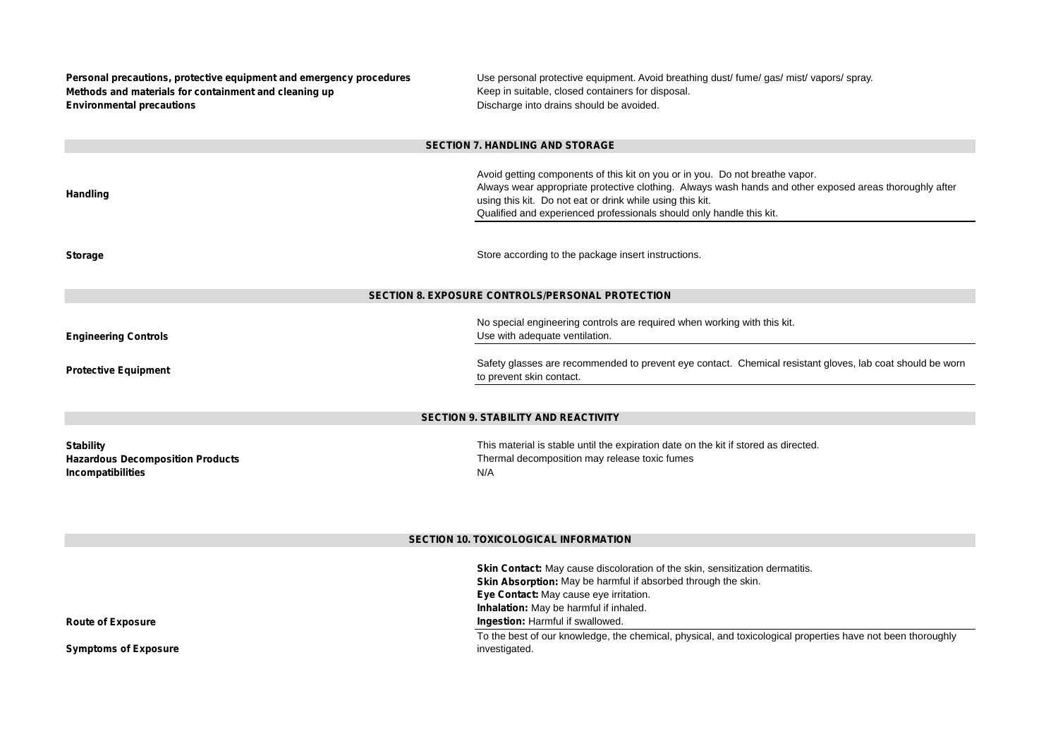| | |
|---|---|
| **Personal precautions, protective equipment and emergency procedures** | Use personal protective equipment. Avoid breathing dust/ fume/ gas/ mist/ vapors/ spray. |
| **Methods and materials for containment and cleaning up** | Keep in suitable, closed containers for disposal. |
| **Environmental precautions** | Discharge into drains should be avoided. |

## SECTION 7. HANDLING AND STORAGE

| | |
|---|---|
| **Handling** | Avoid getting components of this kit on you or in you. Do not breathe vapor. Always wear appropriate protective clothing. Always wash hands and other exposed areas thoroughly after using this kit. Do not eat or drink while using this kit. Qualified and experienced professionals should only handle this kit. |
| **Storage** | Store according to the package insert instructions. |

## SECTION 8. EXPOSURE CONTROLS/PERSONAL PROTECTION

| | |
|---|---|
| **Engineering Controls** | No special engineering controls are required when working with this kit. Use with adequate ventilation. |
| **Protective Equipment** | Safety glasses are recommended to prevent eye contact. Chemical resistant gloves, lab coat should be worn to prevent skin contact. |

## SECTION 9. STABILITY AND REACTIVITY

| | |
|---|---|
| **Stability** | This material is stable until the expiration date on the kit if stored as directed. |
| **Hazardous Decomposition Products** | Thermal decomposition may release toxic fumes |
| **Incompatibilities** | N/A |

## SECTION 10. TOXICOLOGICAL INFORMATION

| | |
|---|---|
| **Route of Exposure** | **Skin Contact:** May cause discoloration of the skin, sensitization dermatitis.<br>**Skin Absorption:** May be harmful if absorbed through the skin.<br>**Eye Contact:** May cause eye irritation.<br>**Inhalation:** May be harmful if inhaled.<br>**Ingestion:** Harmful if swallowed. |
| **Symptoms of Exposure** | To the best of our knowledge, the chemical, physical, and toxicological properties have not been thoroughly investigated. |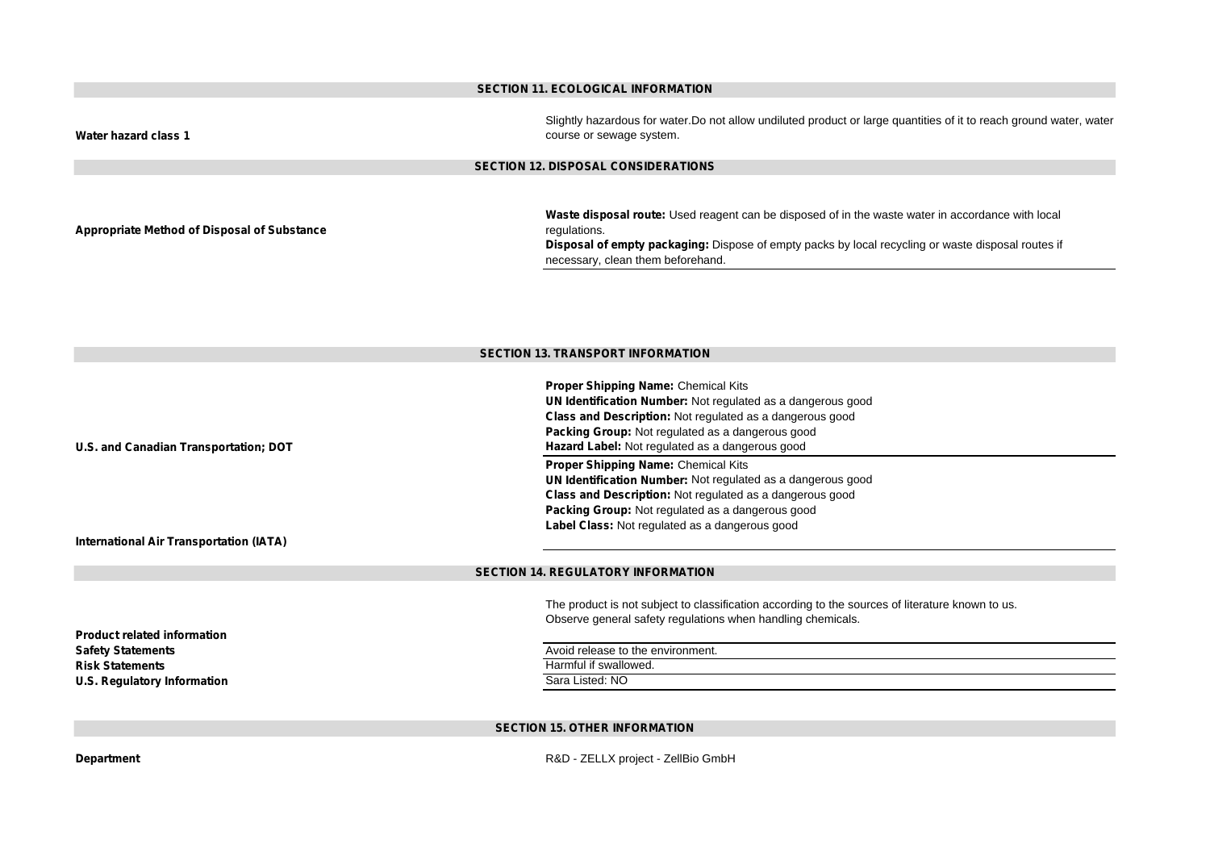## SECTION 11. ECOLOGICAL INFORMATION

| | |
|---|---|
| **Water hazard class 1** | Slightly hazardous for water.Do not allow undiluted product or large quantities of it to reach ground water, water course or sewage system. |

## SECTION 12. DISPOSAL CONSIDERATIONS

| | |
|---|---|
| **Appropriate Method of Disposal of Substance** | **Waste disposal route:** Used reagent can be disposed of in the waste water in accordance with local regulations.<br>**Disposal of empty packaging:** Dispose of empty packs by local recycling or waste disposal routes if necessary, clean them beforehand. |

## SECTION 13. TRANSPORT INFORMATION

| | |
|---|---|
| **U.S. and Canadian Transportation; DOT** | **Proper Shipping Name:** Chemical Kits<br>**UN Identification Number:** Not regulated as a dangerous good<br>**Class and Description:** Not regulated as a dangerous good<br>**Packing Group:** Not regulated as a dangerous good<br>**Hazard Label:** Not regulated as a dangerous good |
| **International Air Transportation (IATA)** | **Proper Shipping Name:** Chemical Kits<br>**UN Identification Number:** Not regulated as a dangerous good<br>**Class and Description:** Not regulated as a dangerous good<br>**Packing Group:** Not regulated as a dangerous good<br>**Label Class:** Not regulated as a dangerous good |

## SECTION 14. REGULATORY INFORMATION

| | |
|---|---|
| **Product related information** | The product is not subject to classification according to the sources of literature known to us.<br>Observe general safety regulations when handling chemicals. |
| **Safety Statements** | Avoid release to the environment. |
| **Risk Statements** | Harmful if swallowed. |
| **U.S. Regulatory Information** | Sara Listed: NO |

## SECTION 15. OTHER INFORMATION

| | |
|---|---|
| **Department** | R&D - ZELLX project - ZellBio GmbH |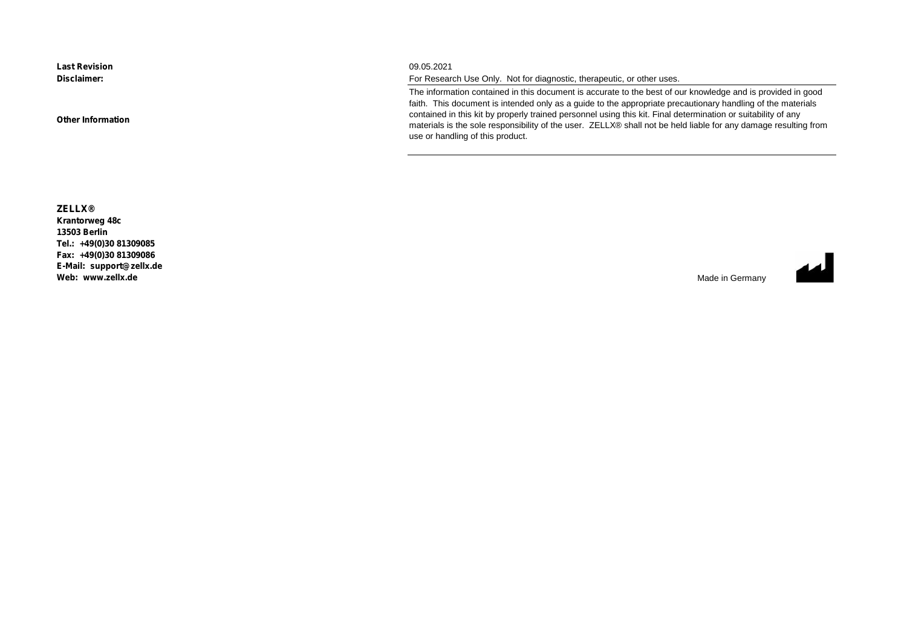| | |
|---|---|
| **Last Revision** | 09.05.2021 |
| **Disclaimer:** | For Research Use Only. Not for diagnostic, therapeutic, or other uses. |
| **Other Information** | The information contained in this document is accurate to the best of our knowledge and is provided in good faith. This document is intended only as a guide to the appropriate precautionary handling of the materials contained in this kit by properly trained personnel using this kit. Final determination or suitability of any materials is the sole responsibility of the user. ZELLX® shall not be held liable for any damage resulting from use or handling of this product. |

**ZELLX®**
**Krantorweg 48c**
**13503 Berlin**
**Tel.: +49(0)30 81309085**
**Fax: +49(0)30 81309086**
**E-Mail: support@zellx.de**
**Web: www.zellx.de**

Made in Germany